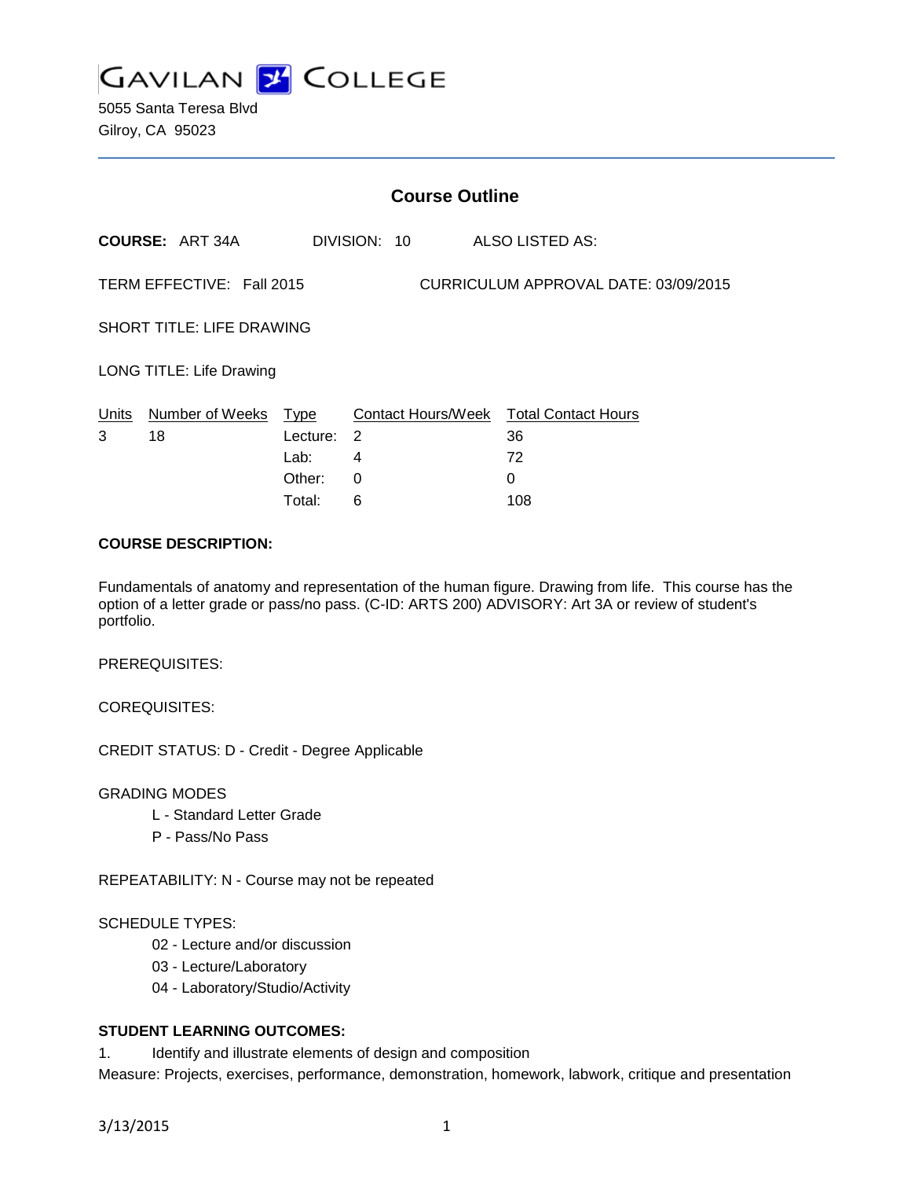# GAVILAN COLLEGE

5055 Santa Teresa Blvd
Gilroy, CA 95023

## Course Outline

**COURSE:** ART 34A DIVISION: 10 ALSO LISTED AS:

TERM EFFECTIVE: Fall 2015 CURRICULUM APPROVAL DATE: 03/09/2015

SHORT TITLE: LIFE DRAWING

LONG TITLE: Life Drawing

| Units | Number of Weeks | Type | Contact Hours/Week | Total Contact Hours |
|---|---|---|---|---|
| 3 | 18 | Lecture: | 2 | 36 |
| | | Lab: | 4 | 72 |
| | | Other: | 0 | 0 |
| | | Total: | 6 | 108 |

**COURSE DESCRIPTION:**

Fundamentals of anatomy and representation of the human figure. Drawing from life. This course has the option of a letter grade or pass/no pass. (C-ID: ARTS 200) ADVISORY: Art 3A or review of student's portfolio.

PREREQUISITES:

COREQUISITES:

CREDIT STATUS: D - Credit - Degree Applicable

GRADING MODES

- L - Standard Letter Grade
- P - Pass/No Pass

REPEATABILITY: N - Course may not be repeated

SCHEDULE TYPES:

- 02 - Lecture and/or discussion
- 03 - Lecture/Laboratory
- 04 - Laboratory/Studio/Activity

**STUDENT LEARNING OUTCOMES:**

1. Identify and illustrate elements of design and composition

Measure: Projects, exercises, performance, demonstration, homework, labwork, critique and presentation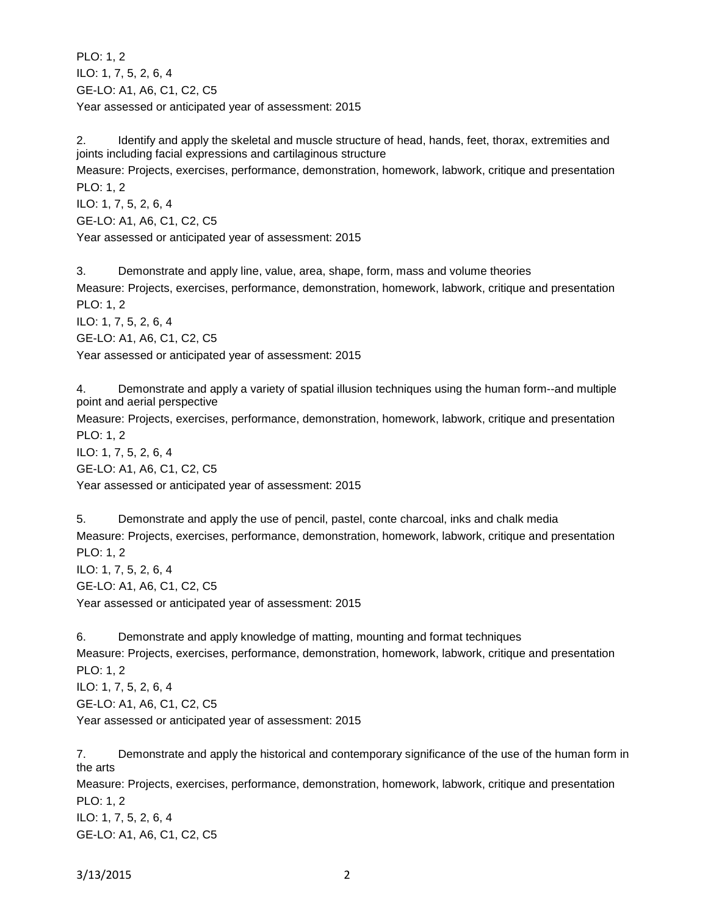PLO: 1, 2
ILO: 1, 7, 5, 2, 6, 4
GE-LO: A1, A6, C1, C2, C5
Year assessed or anticipated year of assessment: 2015

2. Identify and apply the skeletal and muscle structure of head, hands, feet, thorax, extremities and joints including facial expressions and cartilaginous structure
Measure: Projects, exercises, performance, demonstration, homework, labwork, critique and presentation
PLO: 1, 2
ILO: 1, 7, 5, 2, 6, 4
GE-LO: A1, A6, C1, C2, C5
Year assessed or anticipated year of assessment: 2015

3. Demonstrate and apply line, value, area, shape, form, mass and volume theories
Measure: Projects, exercises, performance, demonstration, homework, labwork, critique and presentation
PLO: 1, 2
ILO: 1, 7, 5, 2, 6, 4
GE-LO: A1, A6, C1, C2, C5
Year assessed or anticipated year of assessment: 2015

4. Demonstrate and apply a variety of spatial illusion techniques using the human form--and multiple point and aerial perspective
Measure: Projects, exercises, performance, demonstration, homework, labwork, critique and presentation
PLO: 1, 2
ILO: 1, 7, 5, 2, 6, 4
GE-LO: A1, A6, C1, C2, C5
Year assessed or anticipated year of assessment: 2015

5. Demonstrate and apply the use of pencil, pastel, conte charcoal, inks and chalk media
Measure: Projects, exercises, performance, demonstration, homework, labwork, critique and presentation
PLO: 1, 2
ILO: 1, 7, 5, 2, 6, 4
GE-LO: A1, A6, C1, C2, C5
Year assessed or anticipated year of assessment: 2015

6. Demonstrate and apply knowledge of matting, mounting and format techniques
Measure: Projects, exercises, performance, demonstration, homework, labwork, critique and presentation
PLO: 1, 2
ILO: 1, 7, 5, 2, 6, 4
GE-LO: A1, A6, C1, C2, C5
Year assessed or anticipated year of assessment: 2015

7. Demonstrate and apply the historical and contemporary significance of the use of the human form in the arts
Measure: Projects, exercises, performance, demonstration, homework, labwork, critique and presentation
PLO: 1, 2
ILO: 1, 7, 5, 2, 6, 4
GE-LO: A1, A6, C1, C2, C5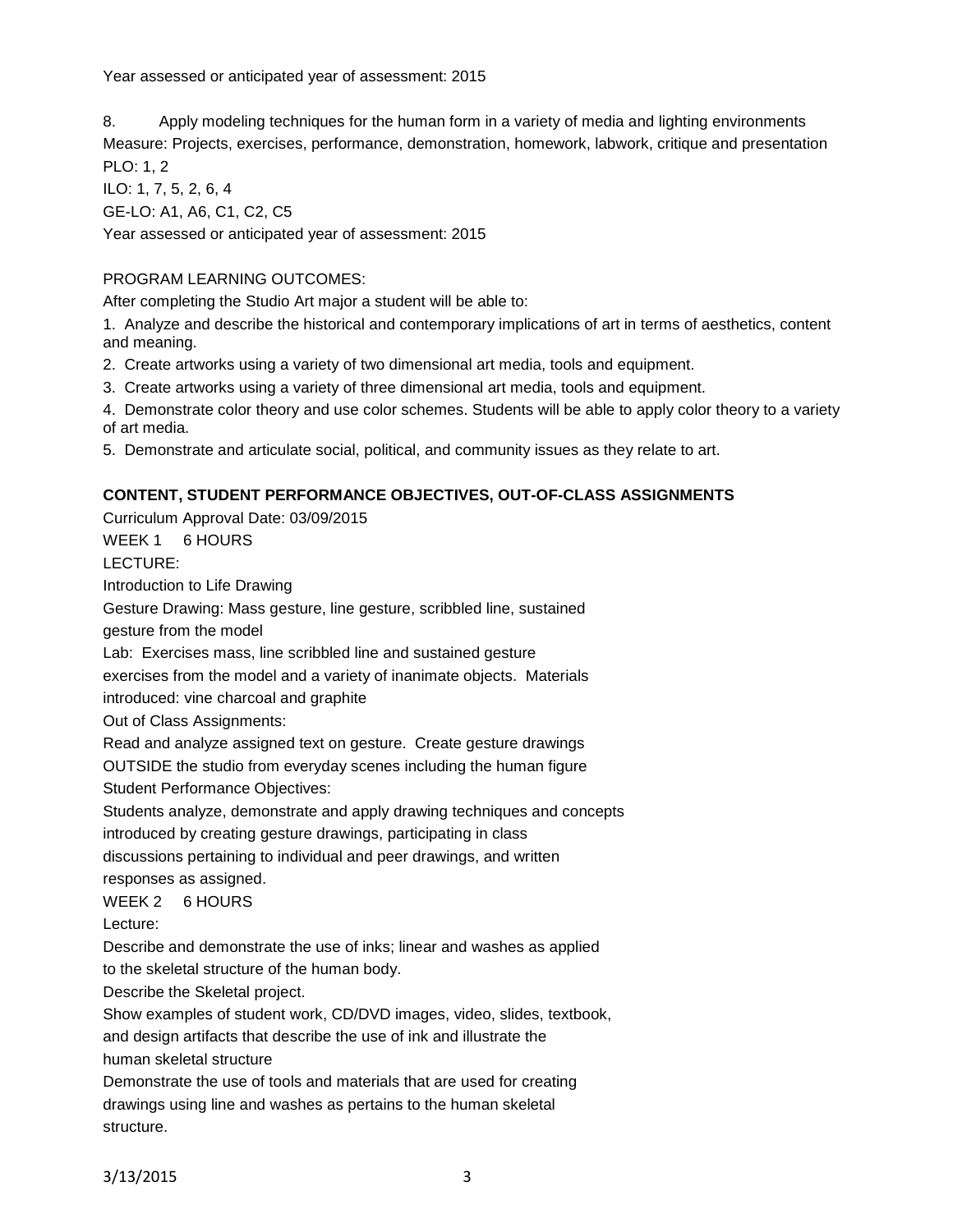Year assessed or anticipated year of assessment: 2015

8. Apply modeling techniques for the human form in a variety of media and lighting environments

Measure: Projects, exercises, performance, demonstration, homework, labwork, critique and presentation

PLO: 1, 2

ILO: 1, 7, 5, 2, 6, 4

GE-LO: A1, A6, C1, C2, C5

Year assessed or anticipated year of assessment: 2015

PROGRAM LEARNING OUTCOMES:

After completing the Studio Art major a student will be able to:

1. Analyze and describe the historical and contemporary implications of art in terms of aesthetics, content and meaning.
2. Create artworks using a variety of two dimensional art media, tools and equipment.
3. Create artworks using a variety of three dimensional art media, tools and equipment.
4. Demonstrate color theory and use color schemes. Students will be able to apply color theory to a variety of art media.
5. Demonstrate and articulate social, political, and community issues as they relate to art.

**CONTENT, STUDENT PERFORMANCE OBJECTIVES, OUT-OF-CLASS ASSIGNMENTS**

Curriculum Approval Date: 03/09/2015

WEEK 1 6 HOURS

LECTURE:

Introduction to Life Drawing

Gesture Drawing: Mass gesture, line gesture, scribbled line, sustained gesture from the model

Lab: Exercises mass, line scribbled line and sustained gesture exercises from the model and a variety of inanimate objects. Materials introduced: vine charcoal and graphite

Out of Class Assignments:

Read and analyze assigned text on gesture. Create gesture drawings OUTSIDE the studio from everyday scenes including the human figure

Student Performance Objectives:

Students analyze, demonstrate and apply drawing techniques and concepts introduced by creating gesture drawings, participating in class discussions pertaining to individual and peer drawings, and written responses as assigned.

WEEK 2 6 HOURS

Lecture:

Describe and demonstrate the use of inks; linear and washes as applied to the skeletal structure of the human body.

Describe the Skeletal project.

Show examples of student work, CD/DVD images, video, slides, textbook, and design artifacts that describe the use of ink and illustrate the human skeletal structure

Demonstrate the use of tools and materials that are used for creating drawings using line and washes as pertains to the human skeletal structure.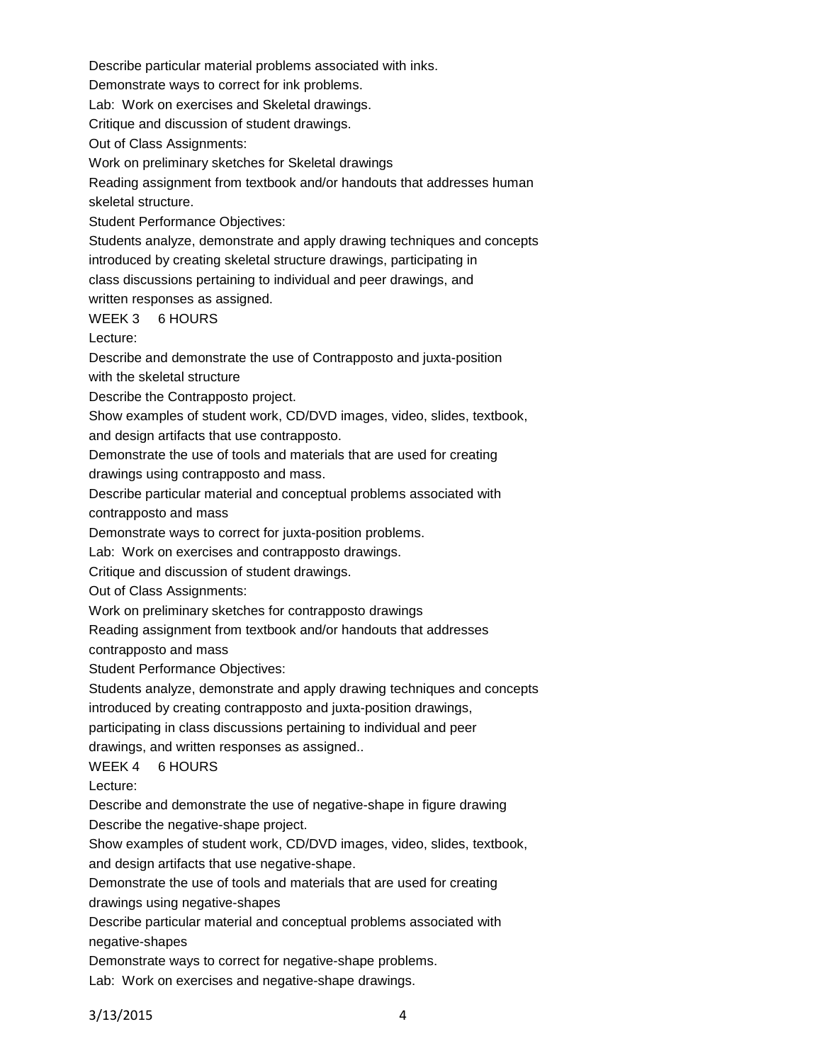Describe particular material problems associated with inks.

Demonstrate ways to correct for ink problems.

Lab: Work on exercises and Skeletal drawings.

Critique and discussion of student drawings.

Out of Class Assignments:

Work on preliminary sketches for Skeletal drawings

Reading assignment from textbook and/or handouts that addresses human skeletal structure.

Student Performance Objectives:

Students analyze, demonstrate and apply drawing techniques and concepts introduced by creating skeletal structure drawings, participating in class discussions pertaining to individual and peer drawings, and written responses as assigned.

WEEK 3 6 HOURS

Lecture:

Describe and demonstrate the use of Contrapposto and juxta-position with the skeletal structure

Describe the Contrapposto project.

Show examples of student work, CD/DVD images, video, slides, textbook, and design artifacts that use contrapposto.

Demonstrate the use of tools and materials that are used for creating drawings using contrapposto and mass.

Describe particular material and conceptual problems associated with contrapposto and mass

Demonstrate ways to correct for juxta-position problems.

Lab: Work on exercises and contrapposto drawings.

Critique and discussion of student drawings.

Out of Class Assignments:

Work on preliminary sketches for contrapposto drawings

Reading assignment from textbook and/or handouts that addresses contrapposto and mass

Student Performance Objectives:

Students analyze, demonstrate and apply drawing techniques and concepts introduced by creating contrapposto and juxta-position drawings, participating in class discussions pertaining to individual and peer drawings, and written responses as assigned..

WEEK 4 6 HOURS

Lecture:

Describe and demonstrate the use of negative-shape in figure drawing

Describe the negative-shape project.

Show examples of student work, CD/DVD images, video, slides, textbook, and design artifacts that use negative-shape.

Demonstrate the use of tools and materials that are used for creating drawings using negative-shapes

Describe particular material and conceptual problems associated with negative-shapes

Demonstrate ways to correct for negative-shape problems.

Lab: Work on exercises and negative-shape drawings.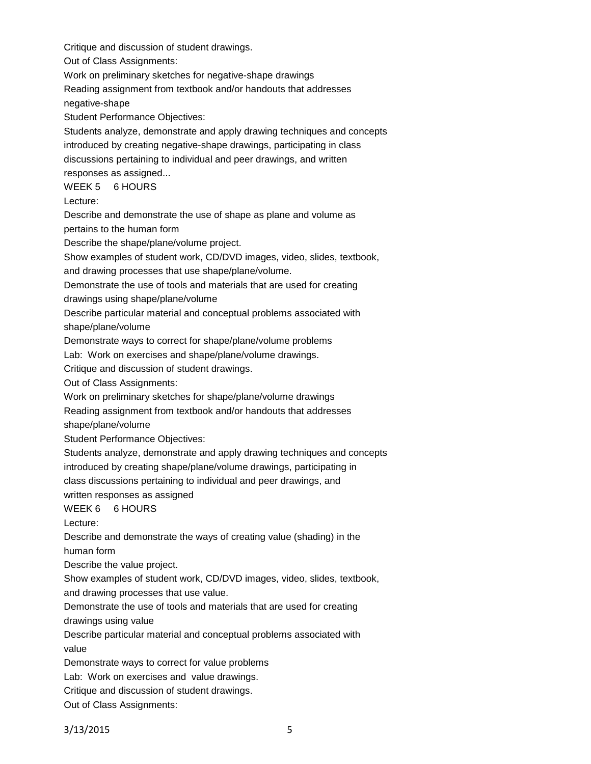Critique and discussion of student drawings.

Out of Class Assignments:

Work on preliminary sketches for negative-shape drawings

Reading assignment from textbook and/or handouts that addresses negative-shape

Student Performance Objectives:

Students analyze, demonstrate and apply drawing techniques and concepts introduced by creating negative-shape drawings, participating in class discussions pertaining to individual and peer drawings, and written responses as assigned...

WEEK 5 6 HOURS

Lecture:

Describe and demonstrate the use of shape as plane and volume as pertains to the human form

Describe the shape/plane/volume project.

Show examples of student work, CD/DVD images, video, slides, textbook, and drawing processes that use shape/plane/volume.

Demonstrate the use of tools and materials that are used for creating drawings using shape/plane/volume

Describe particular material and conceptual problems associated with shape/plane/volume

Demonstrate ways to correct for shape/plane/volume problems

Lab: Work on exercises and shape/plane/volume drawings.

Critique and discussion of student drawings.

Out of Class Assignments:

Work on preliminary sketches for shape/plane/volume drawings

Reading assignment from textbook and/or handouts that addresses shape/plane/volume

Student Performance Objectives:

Students analyze, demonstrate and apply drawing techniques and concepts introduced by creating shape/plane/volume drawings, participating in class discussions pertaining to individual and peer drawings, and written responses as assigned

WEEK 6 6 HOURS

Lecture:

Describe and demonstrate the ways of creating value (shading) in the human form

Describe the value project.

Show examples of student work, CD/DVD images, video, slides, textbook, and drawing processes that use value.

Demonstrate the use of tools and materials that are used for creating drawings using value

Describe particular material and conceptual problems associated with value

Demonstrate ways to correct for value problems

Lab: Work on exercises and value drawings.

Critique and discussion of student drawings.

Out of Class Assignments: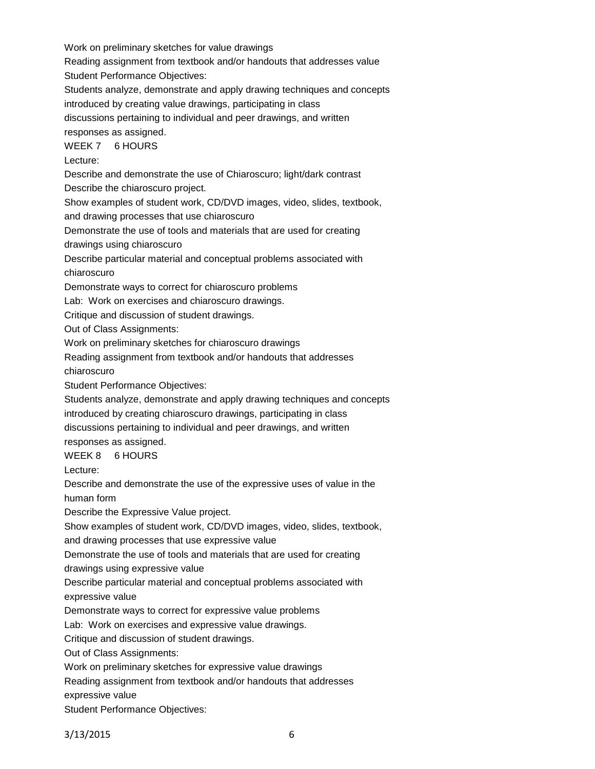Work on preliminary sketches for value drawings

Reading assignment from textbook and/or handouts that addresses value

Student Performance Objectives:

Students analyze, demonstrate and apply drawing techniques and concepts introduced by creating value drawings, participating in class discussions pertaining to individual and peer drawings, and written responses as assigned.

WEEK 7 6 HOURS

Lecture:

Describe and demonstrate the use of Chiaroscuro; light/dark contrast

Describe the chiaroscuro project.

Show examples of student work, CD/DVD images, video, slides, textbook, and drawing processes that use chiaroscuro

Demonstrate the use of tools and materials that are used for creating drawings using chiaroscuro

Describe particular material and conceptual problems associated with chiaroscuro

Demonstrate ways to correct for chiaroscuro problems

Lab: Work on exercises and chiaroscuro drawings.

Critique and discussion of student drawings.

Out of Class Assignments:

Work on preliminary sketches for chiaroscuro drawings

Reading assignment from textbook and/or handouts that addresses chiaroscuro

Student Performance Objectives:

Students analyze, demonstrate and apply drawing techniques and concepts introduced by creating chiaroscuro drawings, participating in class discussions pertaining to individual and peer drawings, and written responses as assigned.

WEEK 8 6 HOURS

Lecture:

Describe and demonstrate the use of the expressive uses of value in the human form

Describe the Expressive Value project.

Show examples of student work, CD/DVD images, video, slides, textbook, and drawing processes that use expressive value

Demonstrate the use of tools and materials that are used for creating drawings using expressive value

Describe particular material and conceptual problems associated with expressive value

Demonstrate ways to correct for expressive value problems

Lab: Work on exercises and expressive value drawings.

Critique and discussion of student drawings.

Out of Class Assignments:

Work on preliminary sketches for expressive value drawings

Reading assignment from textbook and/or handouts that addresses expressive value

Student Performance Objectives: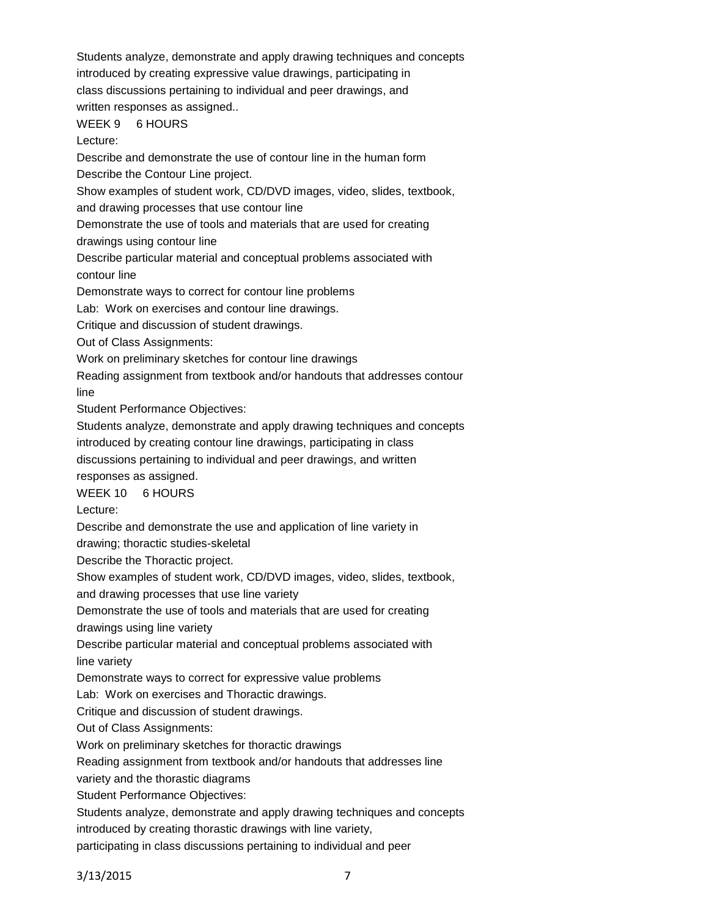Students analyze, demonstrate and apply drawing techniques and concepts introduced by creating expressive value drawings, participating in class discussions pertaining to individual and peer drawings, and written responses as assigned..

WEEK 9 6 HOURS

Lecture:

Describe and demonstrate the use of contour line in the human form

Describe the Contour Line project.

Show examples of student work, CD/DVD images, video, slides, textbook, and drawing processes that use contour line

Demonstrate the use of tools and materials that are used for creating drawings using contour line

Describe particular material and conceptual problems associated with contour line

Demonstrate ways to correct for contour line problems

Lab: Work on exercises and contour line drawings.

Critique and discussion of student drawings.

Out of Class Assignments:

Work on preliminary sketches for contour line drawings

Reading assignment from textbook and/or handouts that addresses contour line

Student Performance Objectives:

Students analyze, demonstrate and apply drawing techniques and concepts introduced by creating contour line drawings, participating in class discussions pertaining to individual and peer drawings, and written responses as assigned.

WEEK 10 6 HOURS

Lecture:

Describe and demonstrate the use and application of line variety in drawing; thoractic studies-skeletal

Describe the Thoractic project.

Show examples of student work, CD/DVD images, video, slides, textbook, and drawing processes that use line variety

Demonstrate the use of tools and materials that are used for creating drawings using line variety

Describe particular material and conceptual problems associated with line variety

Demonstrate ways to correct for expressive value problems

Lab: Work on exercises and Thoractic drawings.

Critique and discussion of student drawings.

Out of Class Assignments:

Work on preliminary sketches for thoractic drawings

Reading assignment from textbook and/or handouts that addresses line variety and the thorastic diagrams

Student Performance Objectives:

Students analyze, demonstrate and apply drawing techniques and concepts introduced by creating thorastic drawings with line variety, participating in class discussions pertaining to individual and peer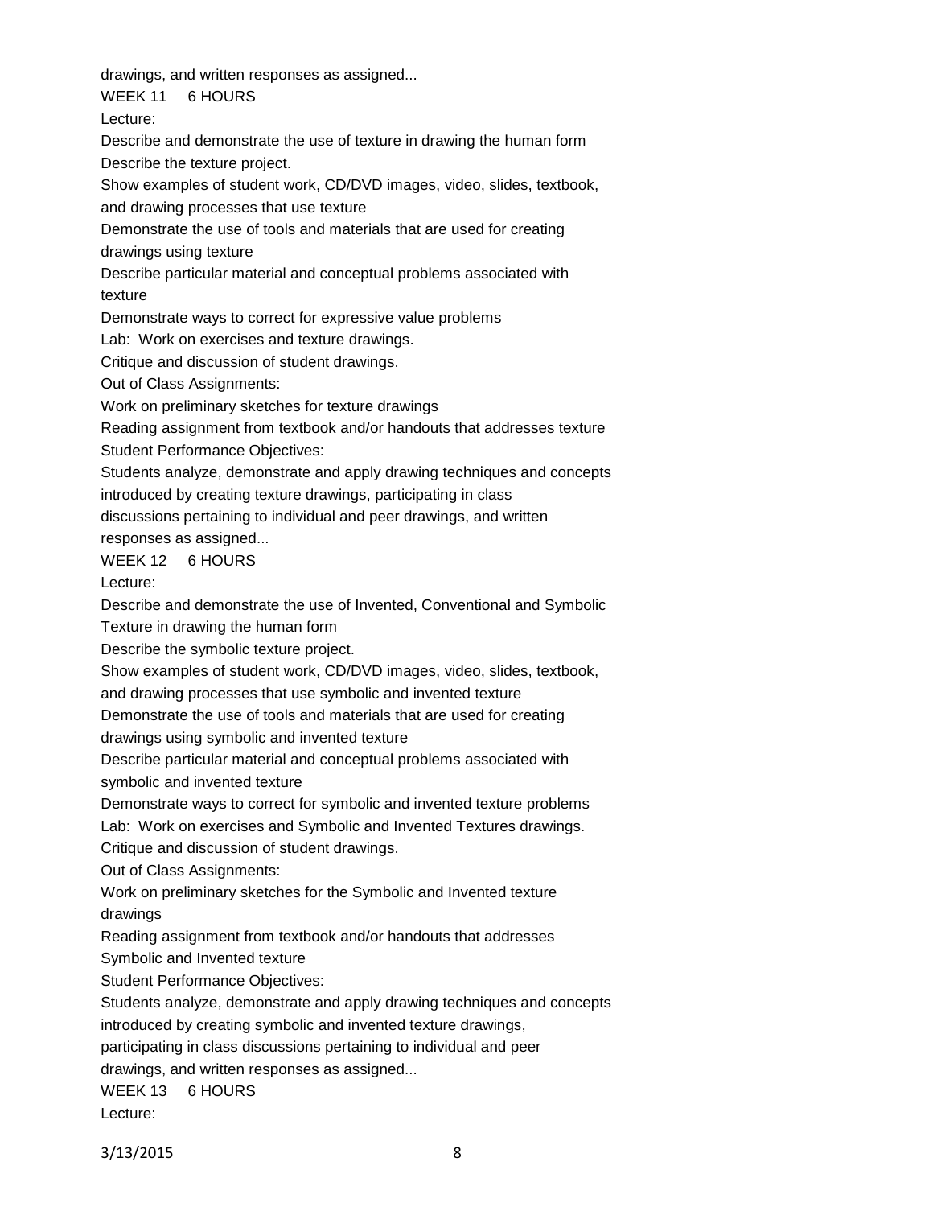drawings, and written responses as assigned...

WEEK 11 6 HOURS

Lecture:

Describe and demonstrate the use of texture in drawing the human form

Describe the texture project.

Show examples of student work, CD/DVD images, video, slides, textbook, and drawing processes that use texture

Demonstrate the use of tools and materials that are used for creating drawings using texture

Describe particular material and conceptual problems associated with texture

Demonstrate ways to correct for expressive value problems

Lab: Work on exercises and texture drawings.

Critique and discussion of student drawings.

Out of Class Assignments:

Work on preliminary sketches for texture drawings

Reading assignment from textbook and/or handouts that addresses texture

Student Performance Objectives:

Students analyze, demonstrate and apply drawing techniques and concepts introduced by creating texture drawings, participating in class discussions pertaining to individual and peer drawings, and written responses as assigned...

WEEK 12 6 HOURS

Lecture:

Describe and demonstrate the use of Invented, Conventional and Symbolic Texture in drawing the human form

Describe the symbolic texture project.

Show examples of student work, CD/DVD images, video, slides, textbook, and drawing processes that use symbolic and invented texture

Demonstrate the use of tools and materials that are used for creating drawings using symbolic and invented texture

Describe particular material and conceptual problems associated with symbolic and invented texture

Demonstrate ways to correct for symbolic and invented texture problems

Lab: Work on exercises and Symbolic and Invented Textures drawings.

Critique and discussion of student drawings.

Out of Class Assignments:

Work on preliminary sketches for the Symbolic and Invented texture drawings

Reading assignment from textbook and/or handouts that addresses Symbolic and Invented texture

Student Performance Objectives:

Students analyze, demonstrate and apply drawing techniques and concepts introduced by creating symbolic and invented texture drawings, participating in class discussions pertaining to individual and peer drawings, and written responses as assigned...

WEEK 13 6 HOURS

Lecture: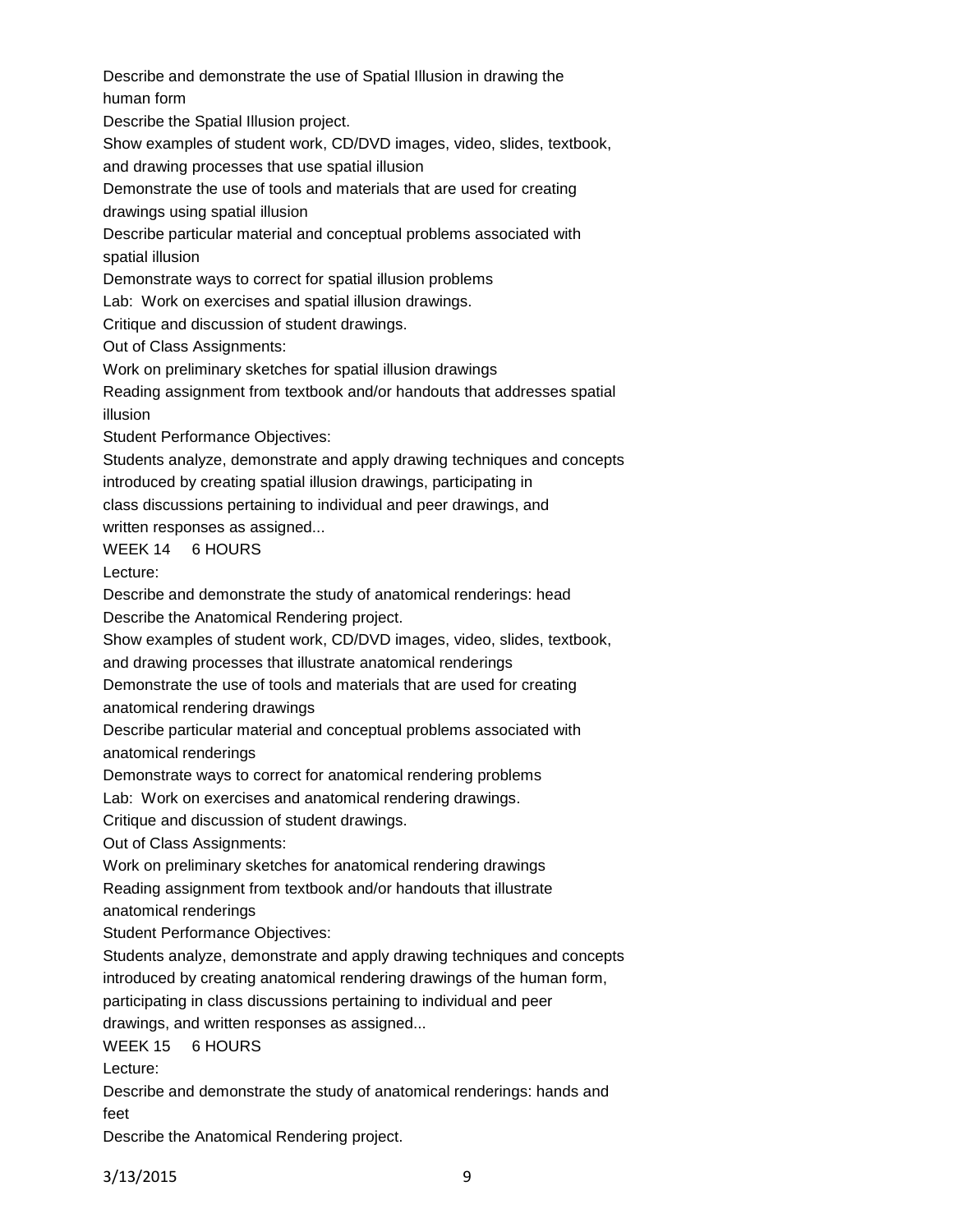Describe and demonstrate the use of Spatial Illusion in drawing the human form

Describe the Spatial Illusion project.

Show examples of student work, CD/DVD images, video, slides, textbook, and drawing processes that use spatial illusion

Demonstrate the use of tools and materials that are used for creating drawings using spatial illusion

Describe particular material and conceptual problems associated with spatial illusion

Demonstrate ways to correct for spatial illusion problems

Lab: Work on exercises and spatial illusion drawings.

Critique and discussion of student drawings.

Out of Class Assignments:

Work on preliminary sketches for spatial illusion drawings

Reading assignment from textbook and/or handouts that addresses spatial illusion

Student Performance Objectives:

Students analyze, demonstrate and apply drawing techniques and concepts introduced by creating spatial illusion drawings, participating in class discussions pertaining to individual and peer drawings, and written responses as assigned...

WEEK 14 6 HOURS

Lecture:

Describe and demonstrate the study of anatomical renderings: head

Describe the Anatomical Rendering project.

Show examples of student work, CD/DVD images, video, slides, textbook, and drawing processes that illustrate anatomical renderings

Demonstrate the use of tools and materials that are used for creating anatomical rendering drawings

Describe particular material and conceptual problems associated with anatomical renderings

Demonstrate ways to correct for anatomical rendering problems

Lab: Work on exercises and anatomical rendering drawings.

Critique and discussion of student drawings.

Out of Class Assignments:

Work on preliminary sketches for anatomical rendering drawings

Reading assignment from textbook and/or handouts that illustrate anatomical renderings

Student Performance Objectives:

Students analyze, demonstrate and apply drawing techniques and concepts introduced by creating anatomical rendering drawings of the human form, participating in class discussions pertaining to individual and peer drawings, and written responses as assigned...

WEEK 15 6 HOURS

Lecture:

Describe and demonstrate the study of anatomical renderings: hands and feet

Describe the Anatomical Rendering project.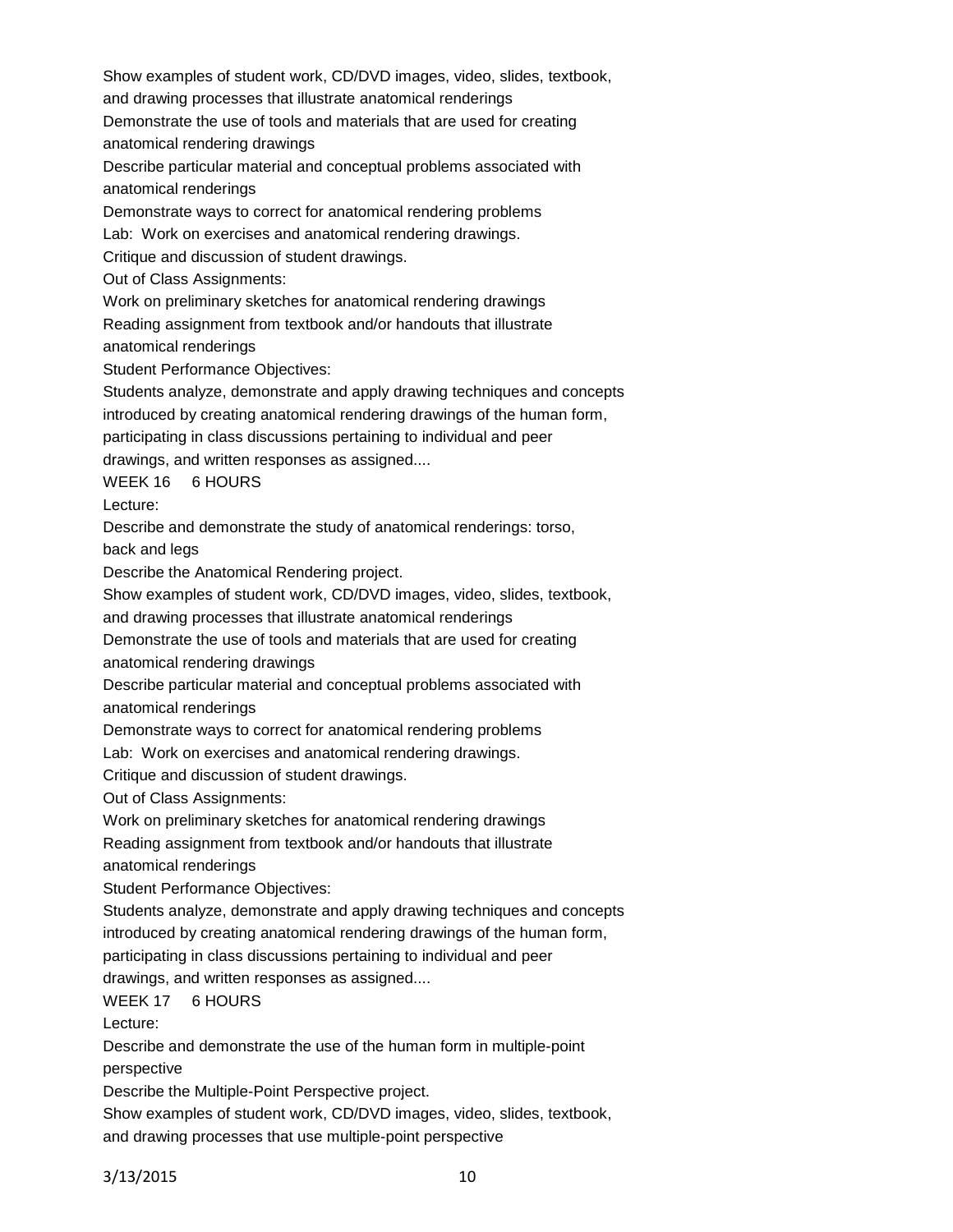Show examples of student work, CD/DVD images, video, slides, textbook, and drawing processes that illustrate anatomical renderings

Demonstrate the use of tools and materials that are used for creating anatomical rendering drawings

Describe particular material and conceptual problems associated with anatomical renderings

Demonstrate ways to correct for anatomical rendering problems

Lab: Work on exercises and anatomical rendering drawings.

Critique and discussion of student drawings.

Out of Class Assignments:

Work on preliminary sketches for anatomical rendering drawings

Reading assignment from textbook and/or handouts that illustrate anatomical renderings

Student Performance Objectives:

Students analyze, demonstrate and apply drawing techniques and concepts introduced by creating anatomical rendering drawings of the human form, participating in class discussions pertaining to individual and peer drawings, and written responses as assigned....

WEEK 16 6 HOURS

Lecture:

Describe and demonstrate the study of anatomical renderings: torso, back and legs

Describe the Anatomical Rendering project.

Show examples of student work, CD/DVD images, video, slides, textbook, and drawing processes that illustrate anatomical renderings

Demonstrate the use of tools and materials that are used for creating anatomical rendering drawings

Describe particular material and conceptual problems associated with anatomical renderings

Demonstrate ways to correct for anatomical rendering problems

Lab: Work on exercises and anatomical rendering drawings.

Critique and discussion of student drawings.

Out of Class Assignments:

Work on preliminary sketches for anatomical rendering drawings

Reading assignment from textbook and/or handouts that illustrate anatomical renderings

Student Performance Objectives:

Students analyze, demonstrate and apply drawing techniques and concepts introduced by creating anatomical rendering drawings of the human form, participating in class discussions pertaining to individual and peer drawings, and written responses as assigned....

WEEK 17 6 HOURS

Lecture:

Describe and demonstrate the use of the human form in multiple-point perspective

Describe the Multiple-Point Perspective project.

Show examples of student work, CD/DVD images, video, slides, textbook, and drawing processes that use multiple-point perspective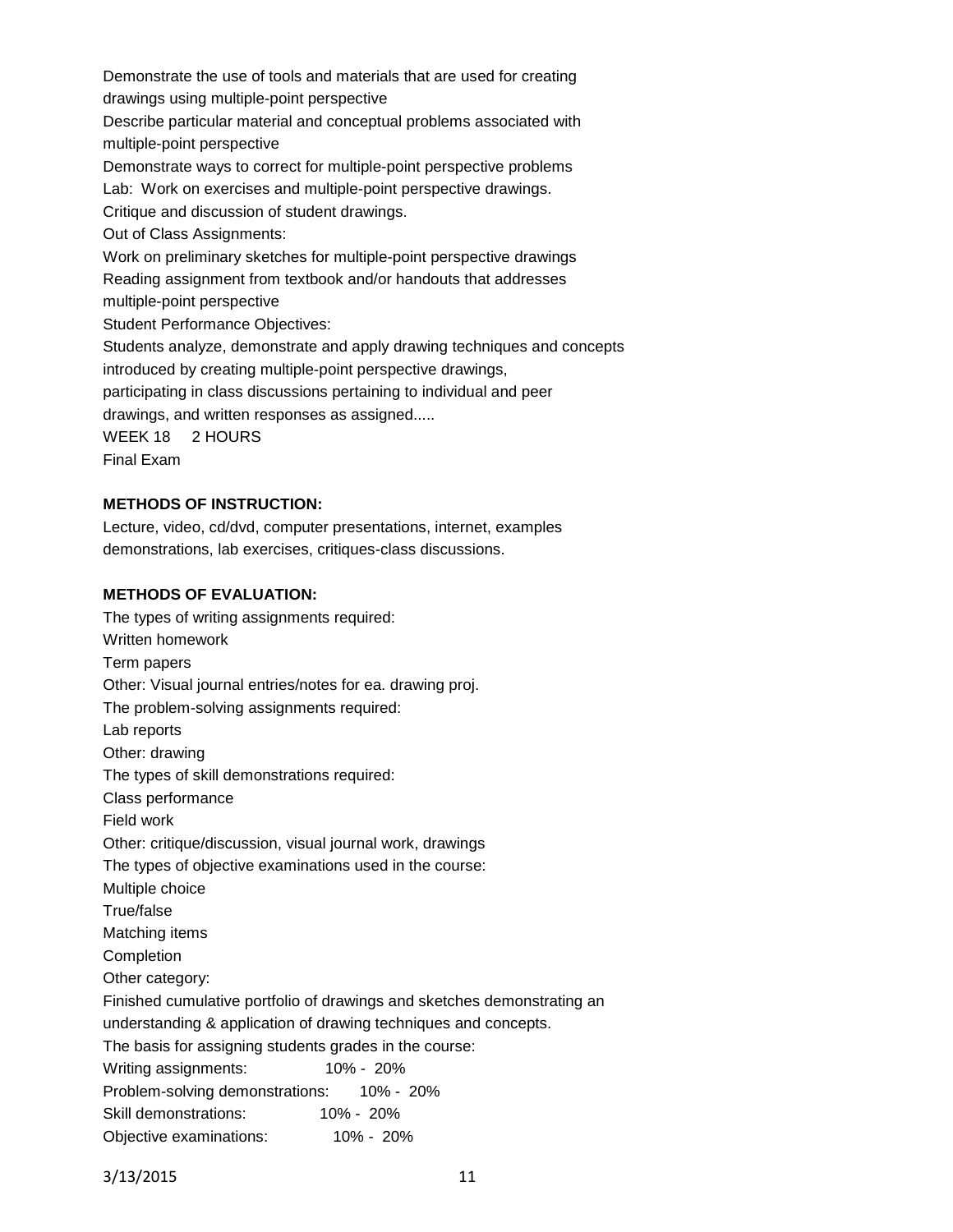Demonstrate the use of tools and materials that are used for creating drawings using multiple-point perspective

Describe particular material and conceptual problems associated with multiple-point perspective

Demonstrate ways to correct for multiple-point perspective problems

Lab: Work on exercises and multiple-point perspective drawings.

Critique and discussion of student drawings.

Out of Class Assignments:

Work on preliminary sketches for multiple-point perspective drawings

Reading assignment from textbook and/or handouts that addresses multiple-point perspective

Student Performance Objectives:

Students analyze, demonstrate and apply drawing techniques and concepts introduced by creating multiple-point perspective drawings, participating in class discussions pertaining to individual and peer drawings, and written responses as assigned.....

WEEK 18 2 HOURS

Final Exam

**METHODS OF INSTRUCTION:**

Lecture, video, cd/dvd, computer presentations, internet, examples demonstrations, lab exercises, critiques-class discussions.

**METHODS OF EVALUATION:**

The types of writing assignments required:

Written homework

Term papers

Other: Visual journal entries/notes for ea. drawing proj.

The problem-solving assignments required:

Lab reports

Other: drawing

The types of skill demonstrations required:

Class performance

Field work

Other: critique/discussion, visual journal work, drawings

The types of objective examinations used in the course:

Multiple choice

True/false

Matching items

Completion

Other category:

Finished cumulative portfolio of drawings and sketches demonstrating an understanding & application of drawing techniques and concepts.

The basis for assigning students grades in the course:

Writing assignments: 10% - 20%

Problem-solving demonstrations: 10% - 20%

Skill demonstrations: 10% - 20%

Objective examinations: 10% - 20%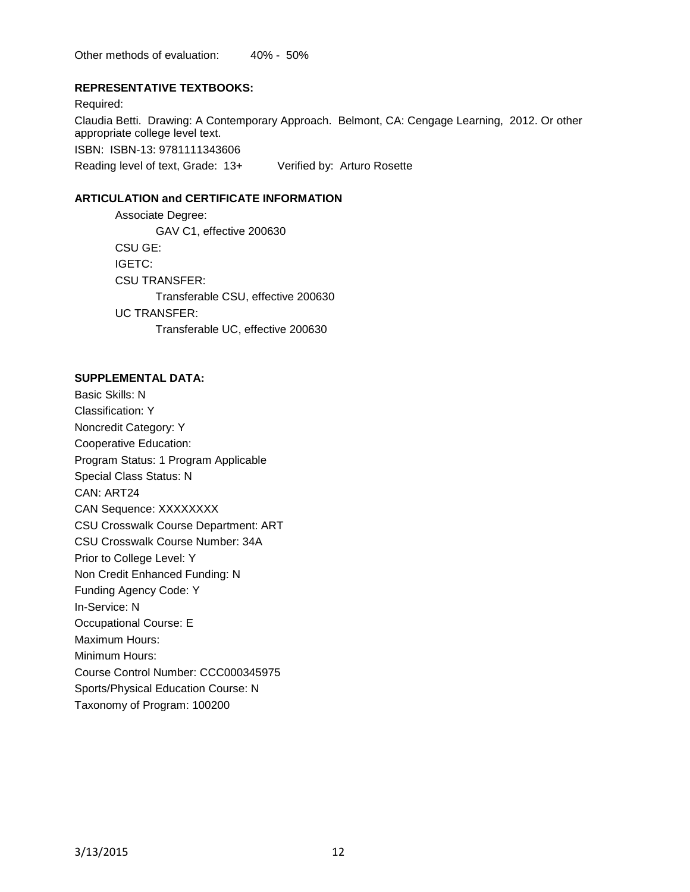Other methods of evaluation: 40% - 50%

**REPRESENTATIVE TEXTBOOKS:**

Required:

Claudia Betti. Drawing: A Contemporary Approach. Belmont, CA: Cengage Learning, 2012. Or other appropriate college level text.

ISBN: ISBN-13: 9781111343606

Reading level of text, Grade: 13+ Verified by: Arturo Rosette

**ARTICULATION and CERTIFICATE INFORMATION**

Associate Degree:
GAV C1, effective 200630

CSU GE:

IGETC:

CSU TRANSFER:
Transferable CSU, effective 200630

UC TRANSFER:
Transferable UC, effective 200630

**SUPPLEMENTAL DATA:**

Basic Skills: N
Classification: Y
Noncredit Category: Y
Cooperative Education:
Program Status: 1 Program Applicable
Special Class Status: N
CAN: ART24
CAN Sequence: XXXXXXXX
CSU Crosswalk Course Department: ART
CSU Crosswalk Course Number: 34A
Prior to College Level: Y
Non Credit Enhanced Funding: N
Funding Agency Code: Y
In-Service: N
Occupational Course: E
Maximum Hours:
Minimum Hours:
Course Control Number: CCC000345975
Sports/Physical Education Course: N
Taxonomy of Program: 100200